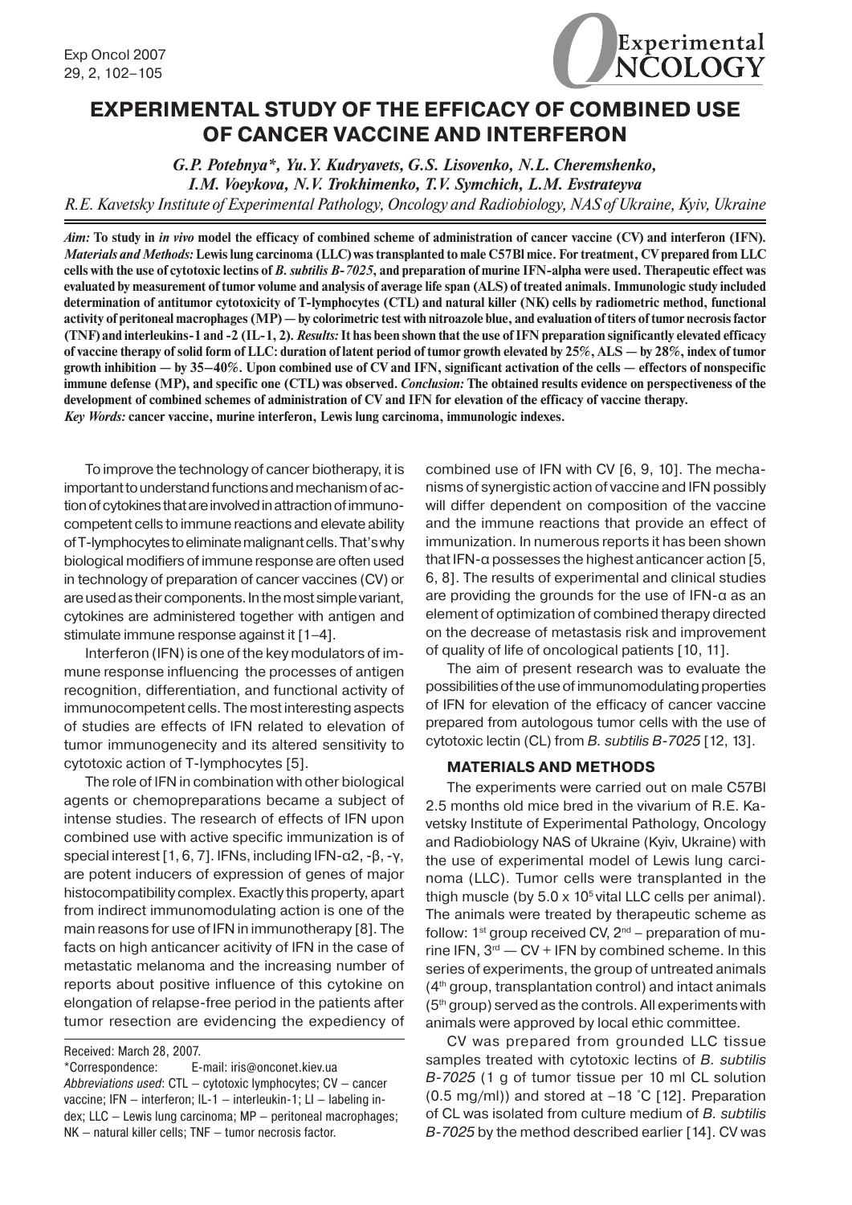# EXPERIMENTAL STUDY OF THE EFFICACY OF COMBINED USE OF CANCER VACCINE AND INTERFERON

*G.P. Potebnya\*, Yu.Y. Kudryavets, G.S. Lisovenko, N.L. Cheremshenko, I.M. Voeykova, N.V. Trokhimenko, T.V. Symchich, L.M. Evstrateyva*

*R.E. Kavetsky Institute of Experimental Pathology, Oncology and Radiobiology, NAS of Ukraine, Kyiv, Ukraine*

***Aim:*** **To study in *in vivo* model the efficacy of combined scheme of administration of cancer vaccine (CV) and interferon (IFN).** ***Materials and Methods:*** **Lewis lung carcinoma (LLC) was transplanted to male C57Bl mice. For treatment, CV prepared from LLC cells with the use of cytotoxic lectins of *B. subtilis B-7025*, and preparation of murine IFN-alpha were used. Therapeutic effect was evaluated by measurement of tumor volume and analysis of average life span (ALS) of treated animals. Immunologic study included determination of antitumor cytotoxicity of T-lymphocytes (CTL) and natural killer (NK) cells by radiometric method, functional activity of peritoneal macrophages (MP) — by colorimetric test with nitroazole blue, and evaluation of titers of tumor necrosis factor (TNF) and interleukins-1 and -2 (IL-1, 2).** ***Results:*** **It has been shown that the use of IFN preparation significantly elevated efficacy of vaccine therapy of solid form of LLC: duration of latent period of tumor growth elevated by 25%, ALS — by 28%, index of tumor growth inhibition — by 35–40%. Upon combined use of CV and IFN, significant activation of the cells — effectors of nonspecific immune defense (MP), and specific one (CTL) was observed.** ***Conclusion:*** **The obtained results evidence on perspectiveness of the development of combined schemes of administration of CV and IFN for elevation of the efficacy of vaccine therapy.**

***Key Words:*** **cancer vaccine, murine interferon, Lewis lung carcinoma, immunologic indexes.**

To improve the technology of cancer biotherapy, it is important to understand functions and mechanism of action of cytokines that are involved in attraction of immunocompetent cells to immune reactions and elevate ability of T-lymphocytes to eliminate malignant cells. That's why biological modifiers of immune response are often used in technology of preparation of cancer vaccines (CV) or are used as their components. In the most simple variant, cytokines are administered together with antigen and stimulate immune response against it [1–4].

Interferon (IFN) is one of the key modulators of immune response influencing the processes of antigen recognition, differentiation, and functional activity of immunocompetent cells. The most interesting aspects of studies are effects of IFN related to elevation of tumor immunogenecity and its altered sensitivity to cytotoxic action of T-lymphocytes [5].

The role of IFN in combination with other biological agents or chemopreparations became a subject of intense studies. The research of effects of IFN upon combined use with active specific immunization is of special interest [1, 6, 7]. IFNs, including IFN-α2, -β, -γ, are potent inducers of expression of genes of major histocompatibility complex. Exactly this property, apart from indirect immunomodulating action is one of the main reasons for use of IFN in immunotherapy [8]. The facts on high anticancer acitivity of IFN in the case of metastatic melanoma and the increasing number of reports about positive influence of this cytokine on elongation of relapse-free period in the patients after tumor resection are evidencing the expediency of combined use of IFN with CV [6, 9, 10]. The mechanisms of synergistic action of vaccine and IFN possibly will differ dependent on composition of the vaccine and the immune reactions that provide an effect of immunization. In numerous reports it has been shown that IFN-α possesses the highest anticancer action [5, 6, 8]. The results of experimental and clinical studies are providing the grounds for the use of IFN-α as an element of optimization of combined therapy directed on the decrease of metastasis risk and improvement of quality of life of oncological patients [10, 11].

The aim of present research was to evaluate the possibilities of the use of immunomodulating properties of IFN for elevation of the efficacy of cancer vaccine prepared from autologous tumor cells with the use of cytotoxic lectin (CL) from *B. subtilis B-7025* [12, 13].

## MATERIALS AND METHODS

The experiments were carried out on male C57Bl 2.5 months old mice bred in the vivarium of R.E. Kavetsky Institute of Experimental Pathology, Oncology and Radiobiology NAS of Ukraine (Kyiv, Ukraine) with the use of experimental model of Lewis lung carcinoma (LLC). Tumor cells were transplanted in the thigh muscle (by $5.0 \times 10^5$ vital LLC cells per animal). The animals were treated by therapeutic scheme as follow: 1st group received CV, 2nd – preparation of murine IFN, 3rd — CV + IFN by combined scheme. In this series of experiments, the group of untreated animals (4th group, transplantation control) and intact animals (5th group) served as the controls. All experiments with animals were approved by local ethic committee.

CV was prepared from grounded LLC tissue samples treated with cytotoxic lectins of *B. subtilis B-7025* (1 g of tumor tissue per 10 ml CL solution (0.5 mg/ml)) and stored at –18 °C [12]. Preparation of CL was isolated from culture medium of *B. subtilis B-7025* by the method described earlier [14]. CV was

Received: March 28, 2007.

\*Correspondence: E-mail: iris@onconet.kiev.ua

*Abbreviations used*: CTL – cytotoxic lymphocytes; CV – cancer vaccine; IFN – interferon; IL-1 – interleukin-1; LI – labeling index; LLC – Lewis lung carcinoma; MP – peritoneal macrophages; NK – natural killer cells; TNF – tumor necrosis factor.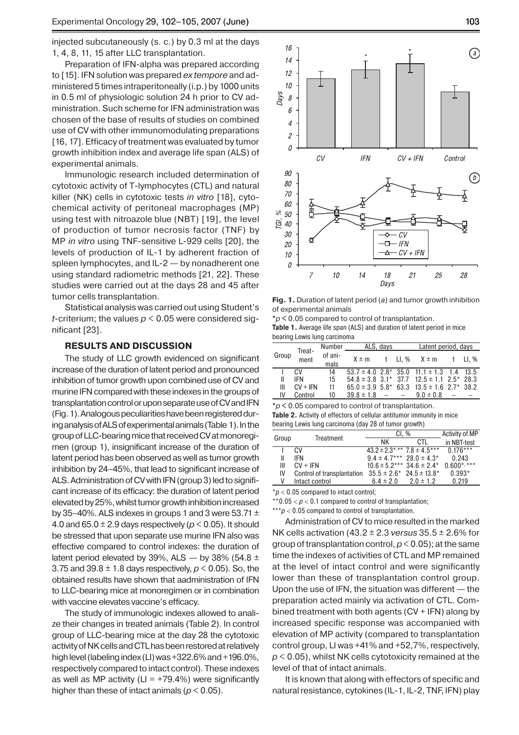injected subcutaneously (s. c.) by 0.3 ml at the days 1, 4, 8, 11, 15 after LLC transplantation.

Preparation of IFN-alpha was prepared according to [15]. IFN solution was prepared *ex tempore* and administered 5 times intraperitoneally (i.p.) by 1000 units in 0.5 ml of physiologic solution 24 h prior to CV administration. Such scheme for IFN administration was chosen of the base of results of studies on combined use of CV with other immunomodulating preparations [16, 17]. Efficacy of treatment was evaluated by tumor growth inhibition index and average life span (ALS) of experimental animals.

Immunologic research included determination of cytotoxic activity of T-lymphocytes (CTL) and natural killer (NK) cells in cytotoxic tests *in vitro* [18], cytochemical activity of peritoneal macrophages (MP) using test with nitroazole blue (NBT) [19], the level of production of tumor necrosis factor (TNF) by MP *in vitro* using TNF-sensitive L-929 cells [20], the levels of production of IL-1 by adherent fraction of spleen lymphocytes, and IL-2 — by nonadherent one using standard radiometric methods [21, 22]. These studies were carried out at the days 28 and 45 after tumor cells transplantation.

Statistical analysis was carried out using Student's *t*-criterium; the values $p < 0.05$ were considered significant [23].

## RESULTS AND DISCUSSION

The study of LLC growth evidenced on significant increase of the duration of latent period and pronounced inhibition of tumor growth upon combined use of CV and murine IFN compared with these indexes in the groups of transplantation control or upon separate use of CV and IFN (Fig. 1). Analogous peculiarities have been registered during analysis of ALS of experimental animals (Table 1). In the group of LLC-bearing mice that received CV at monoregimen (group 1), insignificant increase of the duration of latent period has been observed as well as tumor growth inhibition by 24–45%, that lead to significant increase of ALS. Administration of CV with IFN (group 3) led to significant increase of its efficacy: the duration of latent period elevated by 25%, whilst tumor growth inhibition increased by 35–40%. ALS indexes in groups 1 and 3 were 53.71 ± 4.0 and 65.0 ± 2.9 days respectively ($p < 0.05$). It should be stressed that upon separate use murine IFN also was effective compared to control indexes: the duration of latent period elevated by 39%, ALS — by 38% (54.8 ± 3.75 and 39.8 ± 1.8 days respectively, $p < 0.05$). So, the obtained results have shown that aadministration of IFN to LLC-bearing mice at monoregimen or in combination with vaccine elevates vaccine's efficacy.

The study of immunologic indexes allowed to analize their changes in treated animals (Table 2). In control group of LLC-bearing mice at the day 28 the cytotoxic activity of NK cells and CTL has been restored at relatively high level (labeling index (LI) was +322.6% and +196.0%, respectively compared to intact control). These indexes as well as MP activity (LI = +79.4%) were significantly higher than these of intact animals ($p < 0.05$).

**Fig. 1.** Duration of latent period (*a*) and tumor growth inhibition of experimental animals

*$p < 0.05$ compared to control of transplantation.

**Table 1.** Average life span (ALS) and duration of latent period in mice bearing Lewis lung carcinoma

| Group | Treatment | Number of animals | ALS, days | | | Latent period, days | | |
|---|---|---|---|---|---|---|---|---|
| | | | X ± m | t | LI, % | X ± m | t | LI, % |
| I | CV | 14 | 53.7 ± 4.0 | 2.8* | 35.0 | 11.1 ± 1.3 | 1.4 | 13.5 |
| II | IFN | 15 | 54.8 ± 3.8 | 3.1* | 37.7 | 12.5 ± 1.1 | 2.5* | 28.3 |
| III | CV + IFN | 11 | 65.0 ± 3.9 | 5.8* | 63.3 | 13.5 ± 1.6 | 2.7* | 38.2 |
| IV | Control | 10 | 39.8 ± 1.8 | – | – | 9.0 ± 0.8 | – | – |

*$p < 0.05$ compared to control of transplantation.

**Table 2.** Activity of effectors of cellular antitumor immunity in mice bearing Lewis lung carcinoma (day 28 of tumor growth)

| Group | Treatment | CI, % | | Activity of MP in NBT-test |
|---|---|---|---|---|
| | | NK | CTL | |
| I | CV | 43.2 ± 2.3*,** | 7.8 ± 4.5*** | 0.176*** |
| II | IFN | 9.4 ± 4.7*** | 28.0 ± 4.3* | 0.243 |
| III | CV + IFN | 10.6 ± 5.2*** | 34.6 ± 2.4* | 0.600*,*** |
| IV | Control of transplantation | 35.5 ± 2.6* | 24.5 ± 13.8* | 0.393* |
| V | Intact control | 6.4 ± 2.0 | 2.0 ± 1.2 | 0.219 |

*$p < 0.05$ compared to intact control;

**$0.05 < p < 0.1$ compared to control of transplantation;

***$p < 0.05$ compared to control of transplantation.

Administration of CV to mice resulted in the marked NK cells activation (43.2 ± 2.3 *versus* 35.5 ± 2.6% for group of transplantation control, $p < 0.05$); at the same time the indexes of activities of CTL and MP remained at the level of intact control and were significantly lower than these of transplantation control group. Upon the use of IFN, the situation was different — the preparation acted mainly via activation of CTL. Combined treatment with both agents (CV + IFN) along by increased specific response was accompanied with elevation of MP activity (compared to transplantation control group, LI was +41% and +52,7%, respectively, $p < 0.05$), whilst NK cells cytotoxicity remained at the level of that of intact animals.

It is known that along with effectors of specific and natural resistance, cytokines (IL-1, IL-2, TNF, IFN) play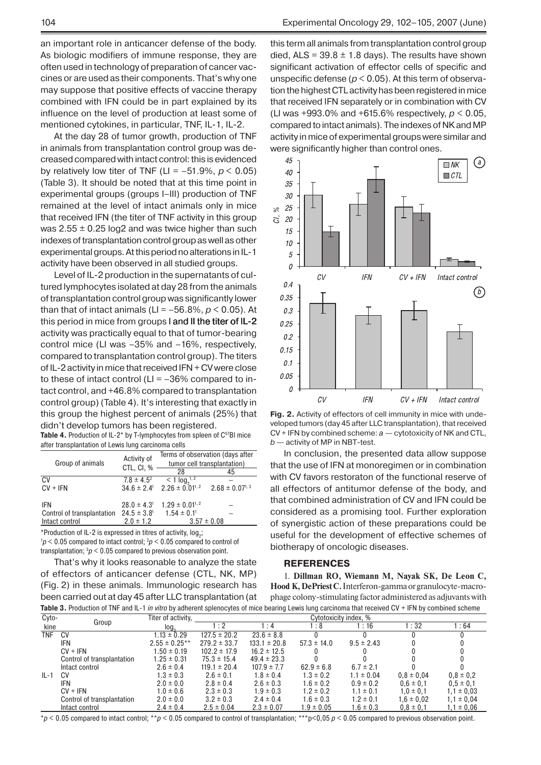an important role in anticancer defense of the body. As biologic modifiers of immune response, they are often used in technology of preparation of cancer vaccines or are used as their components. That's why one may suppose that positive effects of vaccine therapy combined with IFN could be in part explained by its influence on the level of production at least some of mentioned cytokines, in particular, TNF, IL-1, IL-2.

At the day 28 of tumor growth, production of TNF in animals from transplantation control group was decreased compared with intact control: this is evidenced by relatively low titer of TNF (LI = –51.9%, $p < 0.05$) (Table 3). It should be noted that at this time point in experimental groups (groups I–III) production of TNF remained at the level of intact animals only in mice that received IFN (the titer of TNF activity in this group was 2.55 ± 0.25 log2 and was twice higher than such indexes of transplantation control group as well as other experimental groups. At this period no alterations in IL-1 activity have been observed in all studied groups.

Level of IL-2 production in the supernatants of cultured lymphocytes isolated at day 28 from the animals of transplantation control group was significantly lower than that of intact animals (LI = –56.8%, $p < 0.05$). At this period in mice from groups I and II the titer of IL-2 activity was practically equal to that of tumor-bearing control mice (LI was –35% and –16%, respectively, compared to transplantation control group). The titers of IL-2 activity in mice that received IFN + CV were close to these of intact control (LI = –36% compared to intact control, and +46.8% compared to transplantation control group) (Table 4). It's interesting that exactly in this group the highest percent of animals (25%) that didn't develop tumors has been registered.

**Table 4.** Production of IL-2* by T-lymphocytes from spleen of $C^{57}Bl$ mice after transplantation of Lewis lung carcinoma cells

| Group of animals | Activity of CTL, CI, % | Terms of observation (days after tumor cell transplantation) | |
|---|---|---|---|
| | | 28 | 45 |
| CV | 7.8 ± 4.5[2] | < 1 $log_2$[1, 2] | – |
| CV + IFN | 34.6 ± 2.4[1] | 2.26 ± 0.01[1, 2] | 2.68 ± 0.07[1, 3] |
| IFN | 28.0 ± 4.3[1] | 1.29 ± 0.01[1, 2] | – |
| Control of transplantation | 24.5 ± 3.8[1] | 1.54 ± 0.1[1] | – |
| Intact control | 2.0 ± 1.2 | 3.57 ± 0.08 | |

*Production of IL-2 is expressed in titres of activity, $log_2$;
[1]$p < 0.05$ compared to intact control; [2]$p < 0.05$ compared to control of transplantation; [3]$p < 0.05$ compared to previous observation point.

That's why it looks reasonable to analyze the state of effectors of anticancer defense (CTL, NK, MP) (Fig. 2) in these animals. Immunologic research has been carried out at day 45 after LLC transplantation (at this term all animals from transplantation control group died, ALS = 39.8 ± 1.8 days). The results have shown significant activation of effector cells of specific and unspecific defense ($p < 0.05$). At this term of observation the highest CTL activity has been registered in mice that received IFN separately or in combination with CV (LI was +993.0% and +615.6% respectively, $p < 0.05$, compared to intact animals). The indexes of NK and MP activity in mice of experimental groups were similar and were significantly higher than control ones.

**Fig. 2.** Activity of effectors of cell immunity in mice with undeveloped tumors (day 45 after LLC transplantation), that received CV + IFN by combined scheme: *a* — cytotoxicity of NK and CTL, *b* — activity of MP in NBT-test.

In conclusion, the presented data allow suppose that the use of IFN at monoregimen or in combination with CV favors restoraton of the functional reserve of all effectors of antitumor defense of the body, and that combined administration of CV and IFN could be considered as a promising tool. Further exploration of synergistic action of these preparations could be useful for the development of effective schemes of biotherapy of oncologic diseases.

## REFERENCES

1. **Dillman RO, Wiemann M, Nayak SK, De Leon C, Hood K, DePriest C.** Interferon-gamma or granulocyte-macrophage colony-stimulating factor administered as adjuvants with

**Table 3.** Production of TNF and IL-1 *in vitro* by adherent splenocytes of mice bearing Lewis lung carcinoma that received CV + IFN by combined scheme

| Cytokine | Group | Titer of activity, $log_2$ | Cytotoxicity index, % | | | | | |
|---|---|---|---|---|---|---|---|---|
| | | | 1 : 2 | 1 : 4 | 1 : 8 | 1 : 16 | 1 : 32 | 1 : 64 |
| TNF | CV | 1.13 ± 0.29 | 127.5 ± 20.2 | 23.6 ± 8.8 | 0 | 0 | 0 | 0 |
| | IFN | 2.55 ± 0.25** | 279.2 ± 33.7 | 133.1 ± 20.8 | 57.3 ± 14.0 | 9.5 ± 2.43 | 0 | 0 |
| | CV + IFN | 1.50 ± 0.19 | 102.2 ± 17.9 | 16.2 ± 12.5 | 0 | 0 | 0 | 0 |
| | Control of transplantation | 1.25 ± 0.31 | 75.3 ± 15.4 | 49.4 ± 23.3 | 0 | 0 | 0 | 0 |
| | Intact control | 2.6 ± 0.4 | 119.1 ± 20.4 | 107.9 ± 7.7 | 62.9 ± 6.8 | 6.7 ± 2.1 | 0 | 0 |
| IL-1 | CV | 1.3 ± 0.3 | 2.6 ± 0.1 | 1.8 ± 0.4 | 1.3 ± 0.2 | 1.1 ± 0.04 | 0,8 ± 0,04 | 0,8 ± 0,2 |
| | IFN | 2.0 ± 0.0 | 2.8 ± 0.4 | 2.6 ± 0.3 | 1.6 ± 0.2 | 0.9 ± 0.2 | 0,6 ± 0,1 | 0,5 ± 0,1 |
| | CV + IFN | 1.0 ± 0.6 | 2.3 ± 0.3 | 1.9 ± 0.3 | 1.2 ± 0.2 | 1.1 ± 0.1 | 1,0 ± 0,1 | 1,1 ± 0,03 |
| | Control of transplantation | 2.0 ± 0.0 | 3.2 ± 0.3 | 2.4 ± 0.4 | 1.6 ± 0.3 | 1.2 ± 0.1 | 1,6 ± 0,02 | 1,1 ± 0,04 |
| | Intact control | 2.4 ± 0.4 | 2.5 ± 0.04 | 2.3 ± 0.07 | 1.9 ± 0.05 | 1.6 ± 0.3 | 0,8 ± 0,1 | 1,1 ± 0,06 |

*$p < 0.05$ compared to intact control; **$p < 0.05$ compared to control of transplantation; ***$p<0,05$ $p < 0.05$ compared to previous observation point.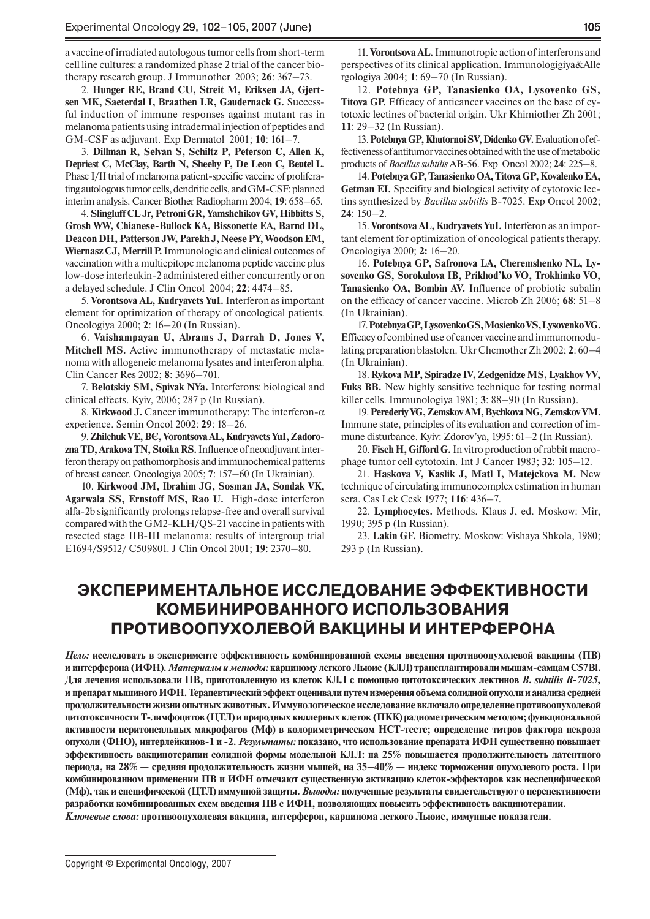a vaccine of irradiated autologous tumor cells from short-term cell line cultures: a randomized phase 2 trial of the cancer biotherapy research group. J Immunother 2003; **26**: 367–73.

2. **Hunger RE, Brand CU, Streit M, Eriksen JA, Gjertsen MK, Saeterdal I, Braathen LR, Gaudernack G.** Successful induction of immune responses against mutant ras in melanoma patients using intradermal injection of peptides and GM-CSF as adjuvant. Exp Dermatol 2001; **10**: 161–7.

3. **Dillman R, Selvan S, Schiltz P, Peterson C, Allen K, Depriest C, McClay, Barth N, Sheehy P, De Leon C, Beutel L.** Phase I/II trial of melanoma patient-specific vaccine of proliferating autologous tumor cells, dendritic cells, and GM-CSF: planned interim analysis. Cancer Biother Radiopharm 2004; **19**: 658–65.

4. **Slingluff CL Jr, Petroni GR, Yamshchikov GV, Hibbitts S, Grosh WW, Chianese-Bullock KA, Bissonette EA, Barnd DL, Deacon DH, Patterson JW, Parekh J, Neese PY, Woodson EM, Wiernasz CJ, Merrill P.** Immunologic and clinical outcomes of vaccination with a multiepitope melanoma peptide vaccine plus low-dose interleukin-2 administered either concurrently or on a delayed schedule. J Clin Oncol 2004; **22**: 4474–85.

5. **Vorontsova AL, Kudryavets YuI.** Interferon as important element for optimization of therapy of oncological patients. Oncologiya 2000; **2**: 16–20 (In Russian).

6. **Vaishampayan U, Abrams J, Darrah D, Jones V, Mitchell MS.** Active immunotherapy of metastatic melanoma with allogeneic melanoma lysates and interferon alpha. Clin Cancer Res 2002; **8**: 3696–701.

7. **Belotskiy SM, Spivak NYa.** Interferons: biological and clinical effects. Kyiv, 2006; 287 p (In Russian).

8. **Kirkwood J.** Cancer immunotherapy: The interferon-α experience. Semin Oncol 2002: **29**: 18–26.

9. **Zhilchuk VE, BЄ, Vorontsova AL, Kudryavets YuI, Zadorozna TD, Arakova TN, Stoika RS.** Influence of neoadjuvant interferon therapy on pathomorphosis and immunochemical patterns of breast cancer. Oncologiya 2005; **7**: 157–60 (In Ukrainian).

10. **Kirkwood JM, Ibrahim JG, Sosman JA, Sondak VK, Agarwala SS, Ernstoff MS, Rao U.** High-dose interferon alfa-2b significantly prolongs relapse-free and overall survival compared with the GM2-KLH/QS-21 vaccine in patients with resected stage IIB-III melanoma: results of intergroup trial E1694/S9512/ C509801. J Clin Oncol 2001; **19**: 2370–80.

11. **Vorontsova AL.** Immunotropic action of interferons and perspectives of its clinical application. Immunologigiya&Allergologiya 2004; **1**: 69–70 (In Russian).

12. **Potebnya GP, Tanasienko OA, Lysovenko GS, Titova GP.** Efficacy of anticancer vaccines on the base of cytotoxic lectines of bacterial origin. Ukr Khimiother Zh 2001; **11**: 29–32 (In Russian).

13. **Potebnya GP, Khutornoi SV, Didenko GV.** Evaluation of effectiveness of antitumor vaccines obtained with the use of metabolic products of *Bacillus subtilis* AB-56. Exp Oncol 2002; **24**: 225–8.

14. **Potebnya GP, Tanasienko OA, Titova GP, Kovalenko EA, Getman EI.** Specifity and biological activity of cytotoxic lectins synthesized by *Bacillus subtilis* B-7025. Exp Oncol 2002; **24**: 150–2.

15. **Vorontsova AL, Kudryavets YuI.** Interferon as an important element for optimization of oncological patients therapy. Oncologiya 2000; **2:** 16–20.

16. **Potebnya GP, Safronova LA, Cheremshenko NL, Lysovenko GS, Sorokulova IB, Prikhod'ko VO, Trokhimko VO, Tanasienko OA, Bombin AV.** Influence of probiotic subalin on the efficacy of cancer vaccine. Microb Zh 2006; **68**: 51–8 (In Ukrainian).

17. **Potebnya GP, Lysovenko GS, Mosienko VS, Lysovenko VG.** Efficacy of combined use of cancer vaccine and immunomodulating preparation blastolen. Ukr Chemother Zh 2002; **2**: 60–4 (In Ukrainian).

18. **Rykova MP, Spiradze IV, Zedgenidze MS, Lyakhov VV, Fuks BB.** New highly sensitive technique for testing normal killer cells. Immunologiya 1981; **3**: 88–90 (In Russian).

19. **Perederiy VG, Zemskov AM, Bychkova NG, Zemskov VM.** Immune state, principles of its evaluation and correction of immune disturbance. Kyiv: Zdorov'ya, 1995: 61–2 (In Russian).

20. **Fisch H, Gifford G.** In vitro production of rabbit macrophage tumor cell cytotoxin. Int J Cancer 1983; **32**: 105–12.

21. **Haskova V, Kaslik J, Matl I, Matejckova M.** New technique of circulating immunocomplex estimation in human sera. Cas Lek Cesk 1977; **116**: 436–7.

22. **Lymphocytes.** Methods. Klaus J, ed. Moskow: Mir, 1990; 395 p (In Russian).

23. **Lakin GF.** Biometry. Moskow: Vishaya Shkola, 1980; 293 p (In Russian).

# ЭКСПЕРИМЕНТАЛЬНОЕ ИССЛЕДОВАНИЕ ЭФФЕКТИВНОСТИ КОМБИНИРОВАННОГО ИСПОЛЬЗОВАНИЯ ПРОТИВООПУХОЛЕВОЙ ВАКЦИНЫ И ИНТЕРФЕРОНА

***Цель:*** **исследовать в эксперименте эффективность комбинированной схемы введения противоопухолевой вакцины (ПВ) и интерферона (ИФН).** ***Материалы и методы:*** **карциному легкого Льюис (КЛЛ) трансплантировали мышам-самцам C57Bl. Для лечения использовали ПВ, приготовленную из клеток КЛЛ с помощью цитотоксических лектинов *B. subtilis B-7025*, и препарат мышиного ИФН. Терапевтический эффект оценивали путем измерения объема солидной опухоли и анализа средней продолжительности жизни опытных животных. Иммунологическое исследование включало определение противоопухолевой цитотоксичности Т-лимфоцитов (ЦТЛ) и природных киллерных клеток (ПКК) радиометрическим методом; функциональной активности перитонеальных макрофагов (Мф) в колориметрическом НСТ-тесте; определение титров фактора некроза опухоли (ФНО), интерлейкинов-1 и -2.** ***Результаты:*** **показано, что использование препарата ИФН существенно повышает эффективность вакцинотерапии солидной формы модельной КЛЛ: на 25% повышается продолжительность латентного периода, на 28% — средняя продолжительность жизни мышей, на 35–40% — индекс торможения опухолевого роста. При комбинированном применении ПВ и ИФН отмечают существенную активацию клеток-эффекторов как неспецифической (Мф), так и специфической (ЦТЛ) иммунной защиты.** ***Выводы:*** **полученные результаты свидетельствуют о перспективности разработки комбинированных схем введения ПВ с ИФН, позволяющих повысить эффективность вакцинотерапии.**
***Ключевые слова:*** **противоопухолевая вакцина, интерферон, карцинома легкого Льюис, иммунные показатели.**

Copyright © Experimental Oncology, 2007